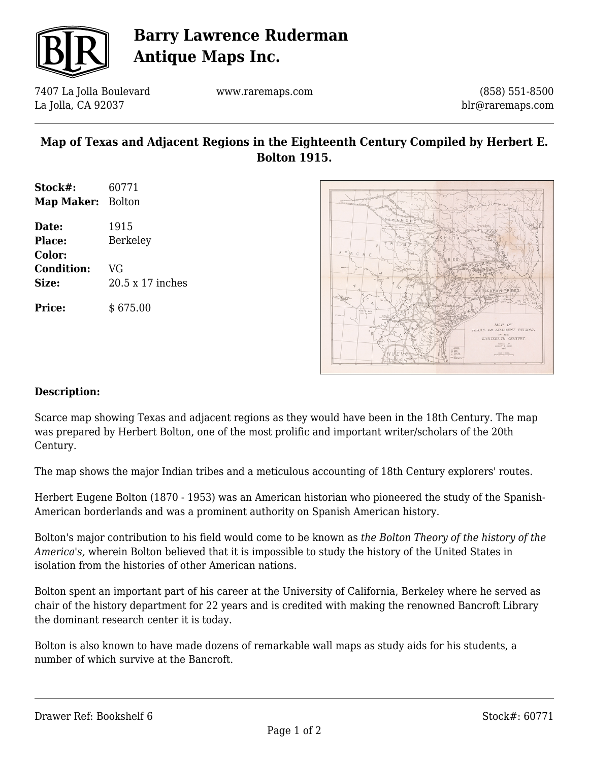# Barry Lawrence Ruderman Antique Maps Inc.

7407 La Jolla Boulevard
La Jolla, CA 92037

www.raremaps.com

(858) 551-8500
blr@raremaps.com

## Map of Texas and Adjacent Regions in the Eighteenth Century Compiled by Herbert E. Bolton 1915.

| | |
|---|---|
| **Stock#:** | 60771 |
| **Map Maker:** | Bolton |
| **Date:** | 1915 |
| **Place:** | Berkeley |
| **Color:** | |
| **Condition:** | VG |
| **Size:** | 20.5 x 17 inches |
| **Price:** | $ 675.00 |

**Description:**

Scarce map showing Texas and adjacent regions as they would have been in the 18th Century. The map was prepared by Herbert Bolton, one of the most prolific and important writer/scholars of the 20th Century.

The map shows the major Indian tribes and a meticulous accounting of 18th Century explorers' routes.

Herbert Eugene Bolton (1870 - 1953) was an American historian who pioneered the study of the Spanish-American borderlands and was a prominent authority on Spanish American history.

Bolton's major contribution to his field would come to be known as *the Bolton Theory of the history of the America's,* wherein Bolton believed that it is impossible to study the history of the United States in isolation from the histories of other American nations.

Bolton spent an important part of his career at the University of California, Berkeley where he served as chair of the history department for 22 years and is credited with making the renowned Bancroft Library the dominant research center it is today.

Bolton is also known to have made dozens of remarkable wall maps as study aids for his students, a number of which survive at the Bancroft.

Drawer Ref: Bookshelf 6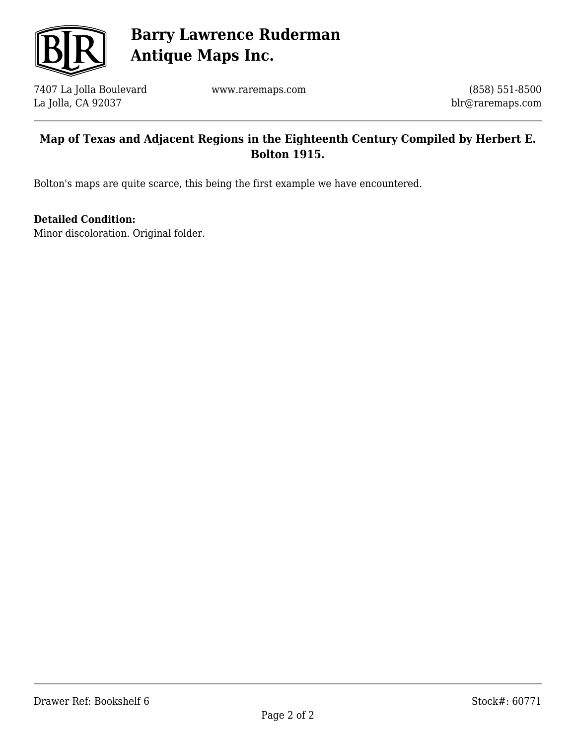**Map of Texas and Adjacent Regions in the Eighteenth Century Compiled by Herbert E. Bolton 1915.**

Bolton's maps are quite scarce, this being the first example we have encountered.

**Detailed Condition:**
Minor discoloration. Original folder.

Drawer Ref: Bookshelf 6

Stock#: 60771